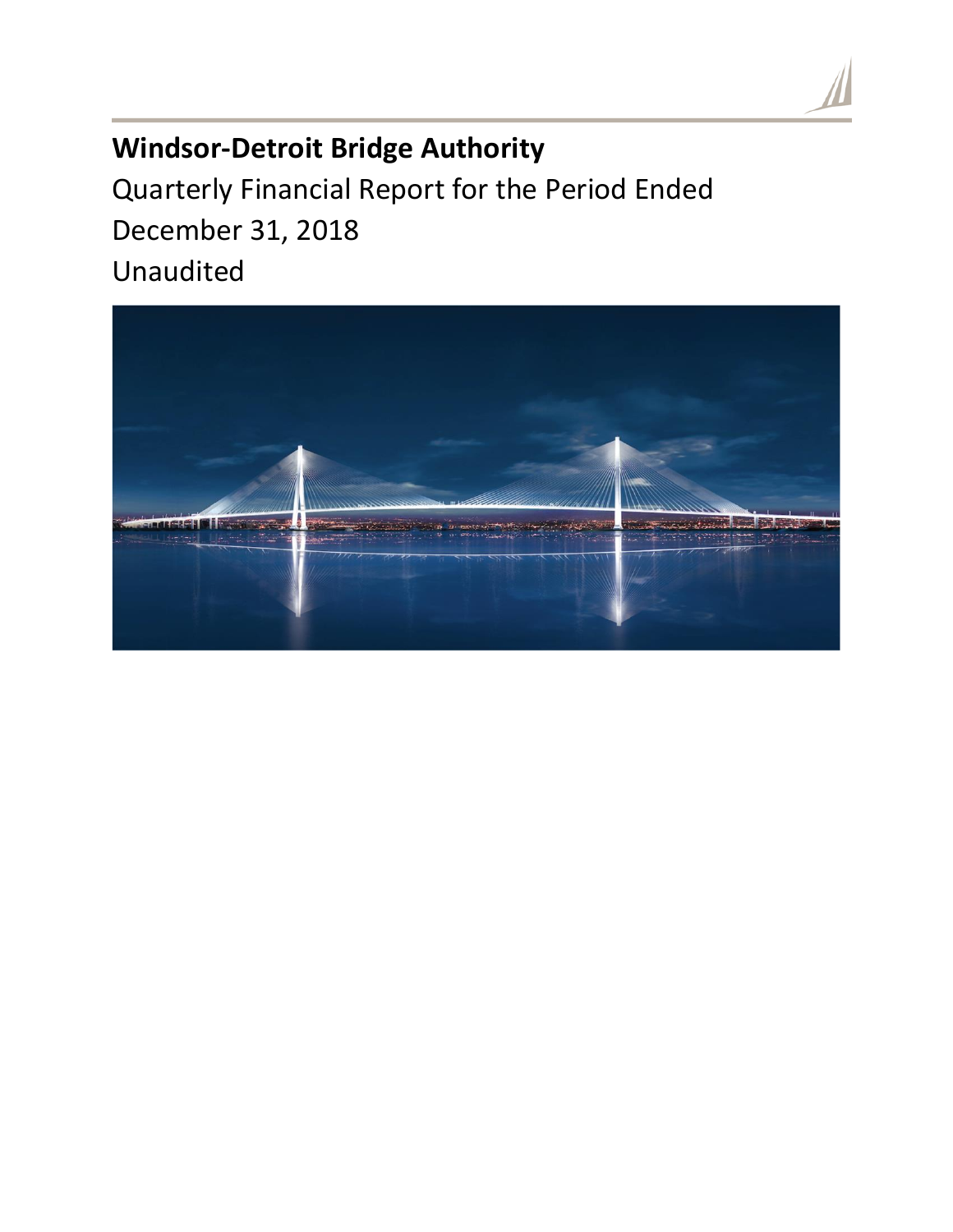# Windsor-Detroit Bridge Authority

Quarterly Financial Report for the Period Ended December 31, 2018

Unaudited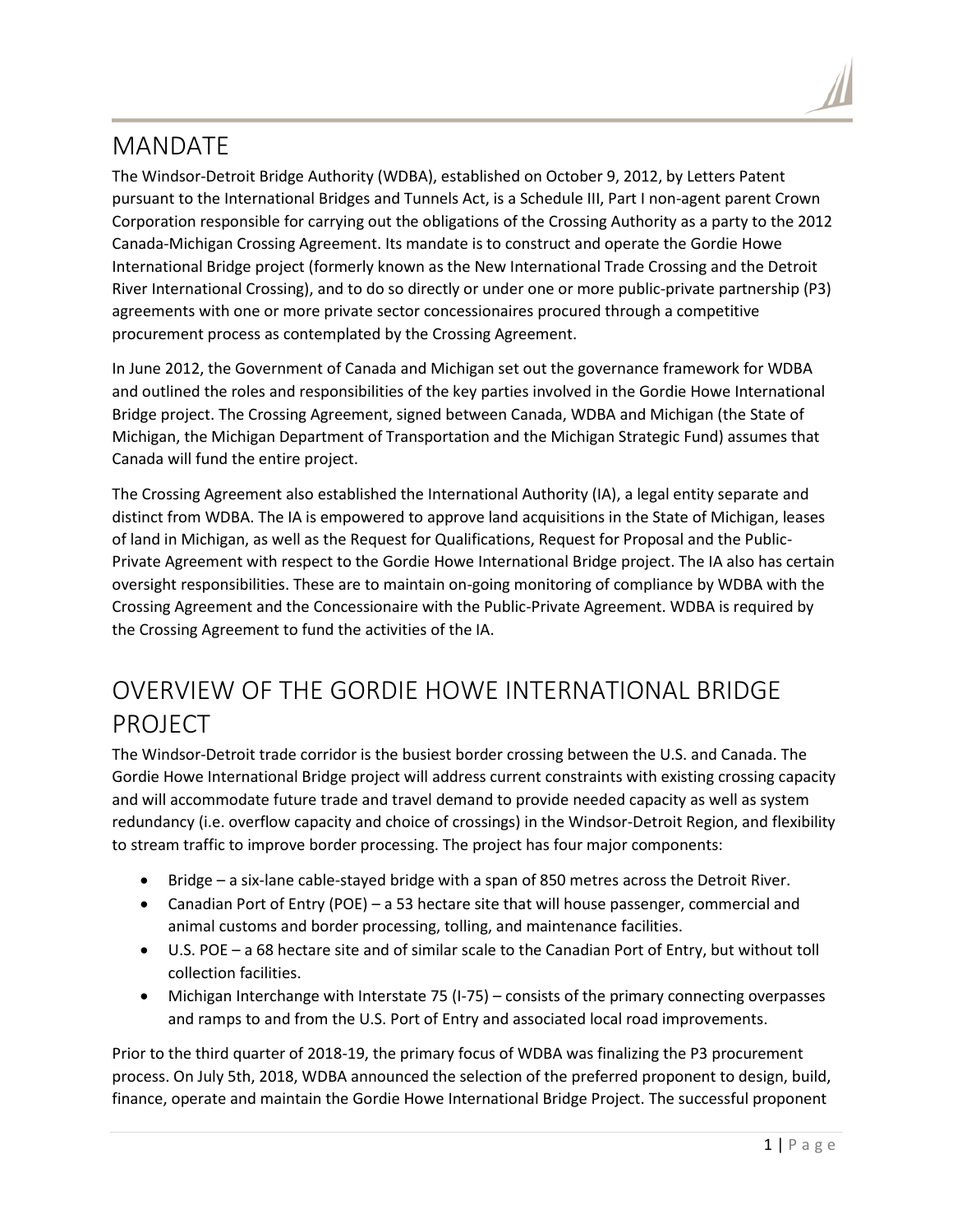# MANDATE

The Windsor-Detroit Bridge Authority (WDBA), established on October 9, 2012, by Letters Patent pursuant to the International Bridges and Tunnels Act, is a Schedule III, Part I non-agent parent Crown Corporation responsible for carrying out the obligations of the Crossing Authority as a party to the 2012 Canada-Michigan Crossing Agreement. Its mandate is to construct and operate the Gordie Howe International Bridge project (formerly known as the New International Trade Crossing and the Detroit River International Crossing), and to do so directly or under one or more public-private partnership (P3) agreements with one or more private sector concessionaires procured through a competitive procurement process as contemplated by the Crossing Agreement.

In June 2012, the Government of Canada and Michigan set out the governance framework for WDBA and outlined the roles and responsibilities of the key parties involved in the Gordie Howe International Bridge project. The Crossing Agreement, signed between Canada, WDBA and Michigan (the State of Michigan, the Michigan Department of Transportation and the Michigan Strategic Fund) assumes that Canada will fund the entire project.

The Crossing Agreement also established the International Authority (IA), a legal entity separate and distinct from WDBA. The IA is empowered to approve land acquisitions in the State of Michigan, leases of land in Michigan, as well as the Request for Qualifications, Request for Proposal and the Public-Private Agreement with respect to the Gordie Howe International Bridge project. The IA also has certain oversight responsibilities. These are to maintain on-going monitoring of compliance by WDBA with the Crossing Agreement and the Concessionaire with the Public-Private Agreement. WDBA is required by the Crossing Agreement to fund the activities of the IA.

# OVERVIEW OF THE GORDIE HOWE INTERNATIONAL BRIDGE PROJECT

The Windsor-Detroit trade corridor is the busiest border crossing between the U.S. and Canada. The Gordie Howe International Bridge project will address current constraints with existing crossing capacity and will accommodate future trade and travel demand to provide needed capacity as well as system redundancy (i.e. overflow capacity and choice of crossings) in the Windsor-Detroit Region, and flexibility to stream traffic to improve border processing. The project has four major components:

- Bridge – a six-lane cable-stayed bridge with a span of 850 metres across the Detroit River.
- Canadian Port of Entry (POE) – a 53 hectare site that will house passenger, commercial and animal customs and border processing, tolling, and maintenance facilities.
- U.S. POE – a 68 hectare site and of similar scale to the Canadian Port of Entry, but without toll collection facilities.
- Michigan Interchange with Interstate 75 (I-75) – consists of the primary connecting overpasses and ramps to and from the U.S. Port of Entry and associated local road improvements.

Prior to the third quarter of 2018-19, the primary focus of WDBA was finalizing the P3 procurement process. On July 5th, 2018, WDBA announced the selection of the preferred proponent to design, build, finance, operate and maintain the Gordie Howe International Bridge Project. The successful proponent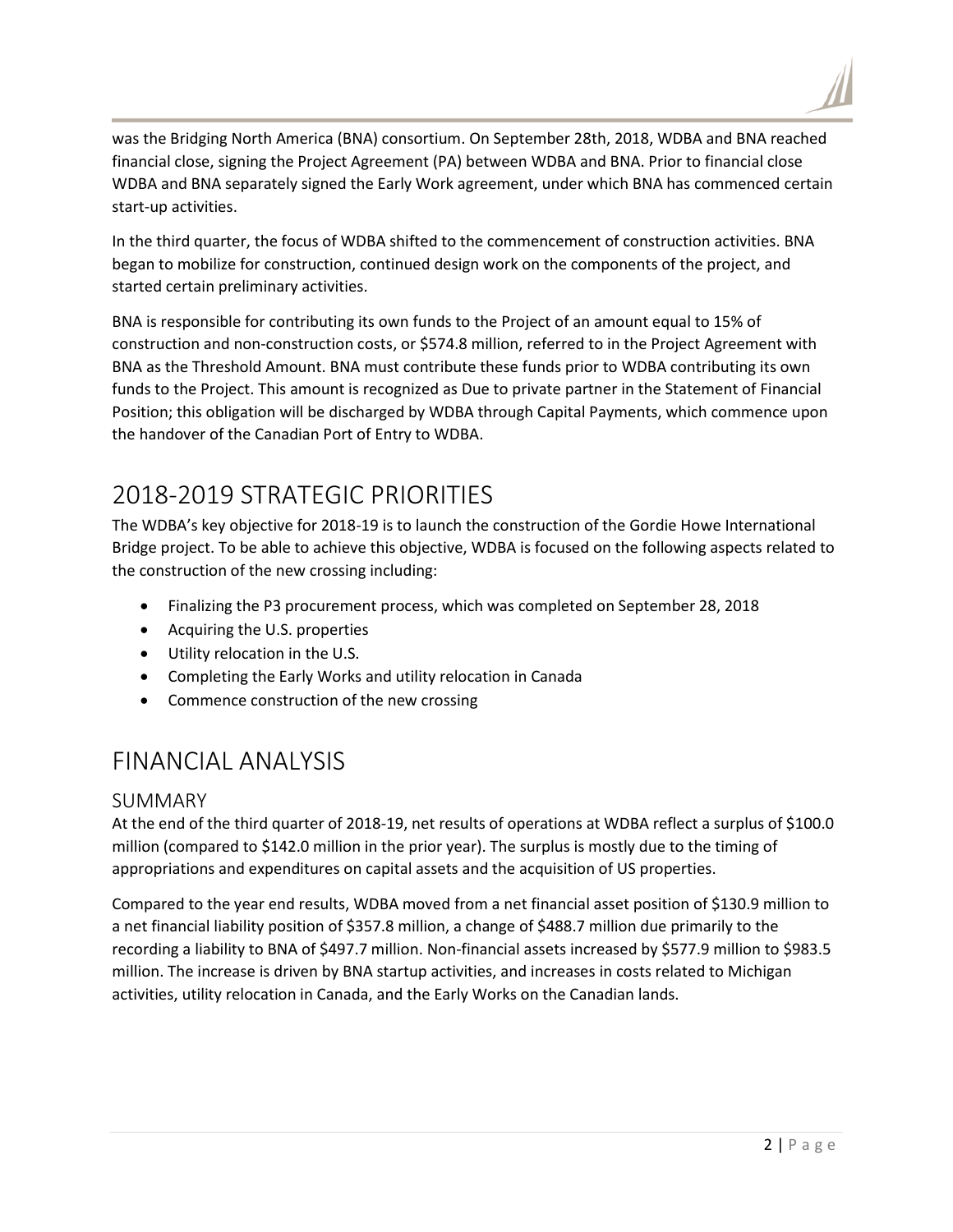was the Bridging North America (BNA) consortium. On September 28th, 2018, WDBA and BNA reached financial close, signing the Project Agreement (PA) between WDBA and BNA. Prior to financial close WDBA and BNA separately signed the Early Work agreement, under which BNA has commenced certain start-up activities.

In the third quarter, the focus of WDBA shifted to the commencement of construction activities. BNA began to mobilize for construction, continued design work on the components of the project, and started certain preliminary activities.

BNA is responsible for contributing its own funds to the Project of an amount equal to 15% of construction and non-construction costs, or $574.8 million, referred to in the Project Agreement with BNA as the Threshold Amount. BNA must contribute these funds prior to WDBA contributing its own funds to the Project. This amount is recognized as Due to private partner in the Statement of Financial Position; this obligation will be discharged by WDBA through Capital Payments, which commence upon the handover of the Canadian Port of Entry to WDBA.

# 2018-2019 STRATEGIC PRIORITIES

The WDBA's key objective for 2018-19 is to launch the construction of the Gordie Howe International Bridge project. To be able to achieve this objective, WDBA is focused on the following aspects related to the construction of the new crossing including:

- Finalizing the P3 procurement process, which was completed on September 28, 2018
- Acquiring the U.S. properties
- Utility relocation in the U.S.
- Completing the Early Works and utility relocation in Canada
- Commence construction of the new crossing

# FINANCIAL ANALYSIS

## SUMMARY

At the end of the third quarter of 2018-19, net results of operations at WDBA reflect a surplus of $100.0 million (compared to $142.0 million in the prior year). The surplus is mostly due to the timing of appropriations and expenditures on capital assets and the acquisition of US properties.

Compared to the year end results, WDBA moved from a net financial asset position of $130.9 million to a net financial liability position of $357.8 million, a change of $488.7 million due primarily to the recording a liability to BNA of $497.7 million. Non-financial assets increased by $577.9 million to $983.5 million. The increase is driven by BNA startup activities, and increases in costs related to Michigan activities, utility relocation in Canada, and the Early Works on the Canadian lands.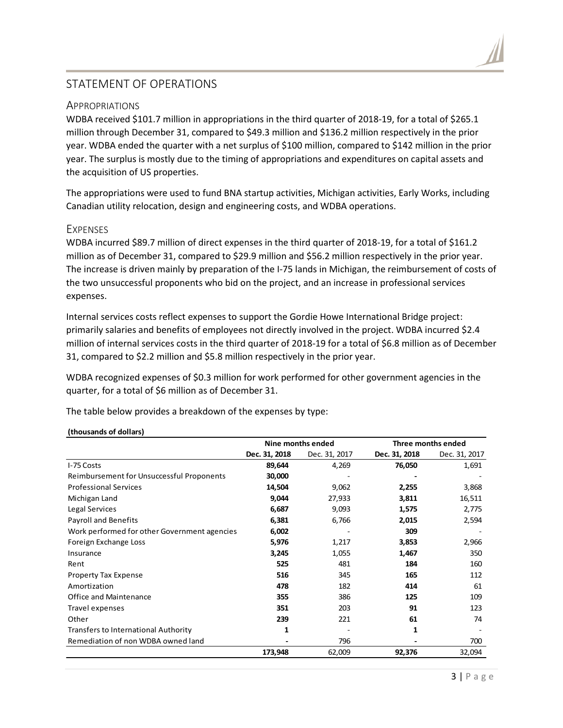## STATEMENT OF OPERATIONS

### APPROPRIATIONS

WDBA received $101.7 million in appropriations in the third quarter of 2018-19, for a total of $265.1 million through December 31, compared to $49.3 million and $136.2 million respectively in the prior year. WDBA ended the quarter with a net surplus of $100 million, compared to $142 million in the prior year. The surplus is mostly due to the timing of appropriations and expenditures on capital assets and the acquisition of US properties.

The appropriations were used to fund BNA startup activities, Michigan activities, Early Works, including Canadian utility relocation, design and engineering costs, and WDBA operations.

### EXPENSES

WDBA incurred $89.7 million of direct expenses in the third quarter of 2018-19, for a total of $161.2 million as of December 31, compared to $29.9 million and $56.2 million respectively in the prior year. The increase is driven mainly by preparation of the I-75 lands in Michigan, the reimbursement of costs of the two unsuccessful proponents who bid on the project, and an increase in professional services expenses.

Internal services costs reflect expenses to support the Gordie Howe International Bridge project: primarily salaries and benefits of employees not directly involved in the project. WDBA incurred $2.4 million of internal services costs in the third quarter of 2018-19 for a total of $6.8 million as of December 31, compared to $2.2 million and $5.8 million respectively in the prior year.

WDBA recognized expenses of $0.3 million for work performed for other government agencies in the quarter, for a total of $6 million as of December 31.

The table below provides a breakdown of the expenses by type:

**(thousands of dollars)**

| | Nine months ended | | Three months ended | |
|---|---|---|---|---|
| | **Dec. 31, 2018** | Dec. 31, 2017 | **Dec. 31, 2018** | Dec. 31, 2017 |
| I-75 Costs | **89,644** | 4,269 | **76,050** | 1,691 |
| Reimbursement for Unsuccessful Proponents | **30,000** | - | **-** | - |
| Professional Services | **14,504** | 9,062 | **2,255** | 3,868 |
| Michigan Land | **9,044** | 27,933 | **3,811** | 16,511 |
| Legal Services | **6,687** | 9,093 | **1,575** | 2,775 |
| Payroll and Benefits | **6,381** | 6,766 | **2,015** | 2,594 |
| Work performed for other Government agencies | **6,002** | - | **309** | - |
| Foreign Exchange Loss | **5,976** | 1,217 | **3,853** | 2,966 |
| Insurance | **3,245** | 1,055 | **1,467** | 350 |
| Rent | **525** | 481 | **184** | 160 |
| Property Tax Expense | **516** | 345 | **165** | 112 |
| Amortization | **478** | 182 | **414** | 61 |
| Office and Maintenance | **355** | 386 | **125** | 109 |
| Travel expenses | **351** | 203 | **91** | 123 |
| Other | **239** | 221 | **61** | 74 |
| Transfers to International Authority | **1** | - | **1** | - |
| Remediation of non WDBA owned land | **-** | 796 | **-** | 700 |
| | **173,948** | 62,009 | **92,376** | 32,094 |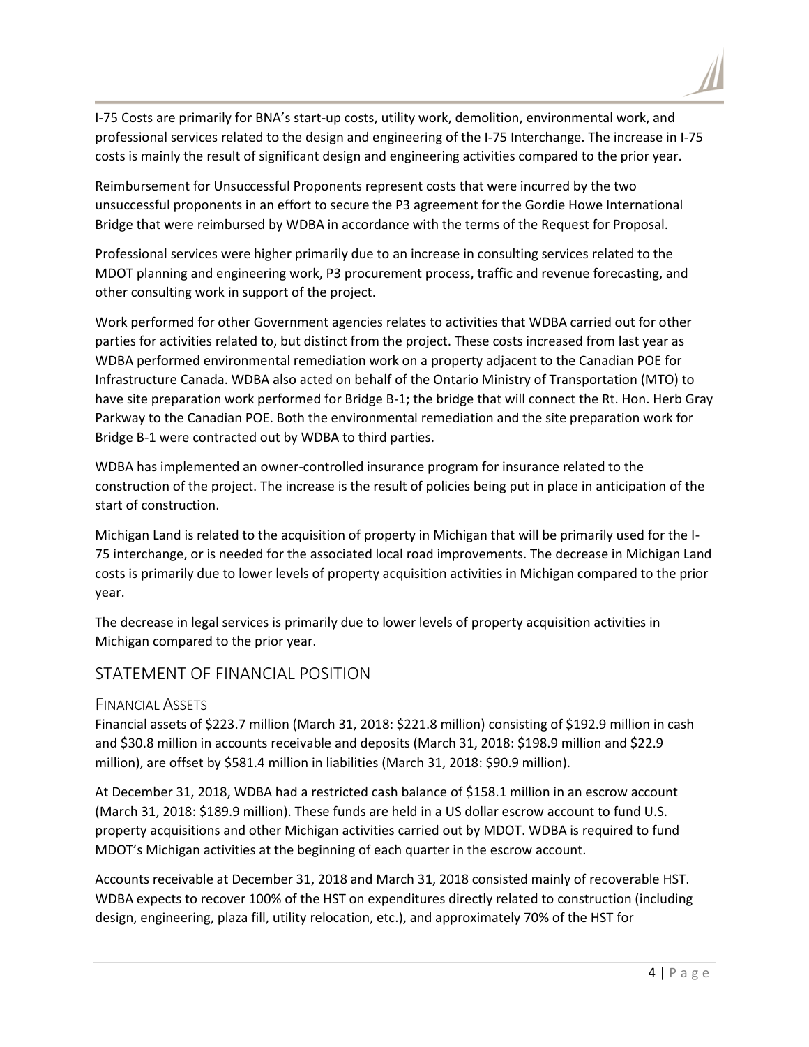I-75 Costs are primarily for BNA's start-up costs, utility work, demolition, environmental work, and professional services related to the design and engineering of the I-75 Interchange. The increase in I-75 costs is mainly the result of significant design and engineering activities compared to the prior year.

Reimbursement for Unsuccessful Proponents represent costs that were incurred by the two unsuccessful proponents in an effort to secure the P3 agreement for the Gordie Howe International Bridge that were reimbursed by WDBA in accordance with the terms of the Request for Proposal.

Professional services were higher primarily due to an increase in consulting services related to the MDOT planning and engineering work, P3 procurement process, traffic and revenue forecasting, and other consulting work in support of the project.

Work performed for other Government agencies relates to activities that WDBA carried out for other parties for activities related to, but distinct from the project. These costs increased from last year as WDBA performed environmental remediation work on a property adjacent to the Canadian POE for Infrastructure Canada. WDBA also acted on behalf of the Ontario Ministry of Transportation (MTO) to have site preparation work performed for Bridge B-1; the bridge that will connect the Rt. Hon. Herb Gray Parkway to the Canadian POE. Both the environmental remediation and the site preparation work for Bridge B-1 were contracted out by WDBA to third parties.

WDBA has implemented an owner-controlled insurance program for insurance related to the construction of the project. The increase is the result of policies being put in place in anticipation of the start of construction.

Michigan Land is related to the acquisition of property in Michigan that will be primarily used for the I-75 interchange, or is needed for the associated local road improvements. The decrease in Michigan Land costs is primarily due to lower levels of property acquisition activities in Michigan compared to the prior year.

The decrease in legal services is primarily due to lower levels of property acquisition activities in Michigan compared to the prior year.

## STATEMENT OF FINANCIAL POSITION

### FINANCIAL ASSETS

Financial assets of $223.7 million (March 31, 2018: $221.8 million) consisting of $192.9 million in cash and $30.8 million in accounts receivable and deposits (March 31, 2018: $198.9 million and $22.9 million), are offset by $581.4 million in liabilities (March 31, 2018: $90.9 million).

At December 31, 2018, WDBA had a restricted cash balance of $158.1 million in an escrow account (March 31, 2018: $189.9 million). These funds are held in a US dollar escrow account to fund U.S. property acquisitions and other Michigan activities carried out by MDOT. WDBA is required to fund MDOT's Michigan activities at the beginning of each quarter in the escrow account.

Accounts receivable at December 31, 2018 and March 31, 2018 consisted mainly of recoverable HST. WDBA expects to recover 100% of the HST on expenditures directly related to construction (including design, engineering, plaza fill, utility relocation, etc.), and approximately 70% of the HST for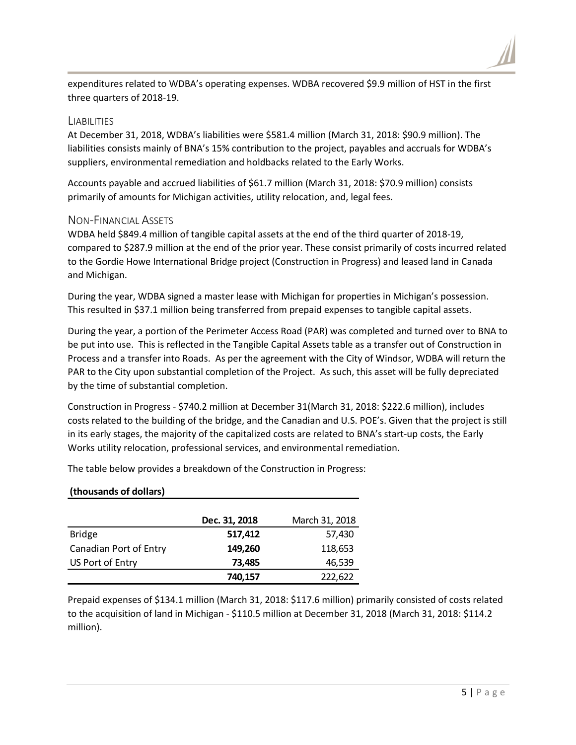expenditures related to WDBA's operating expenses. WDBA recovered $9.9 million of HST in the first three quarters of 2018-19.

## Liabilities

At December 31, 2018, WDBA's liabilities were $581.4 million (March 31, 2018: $90.9 million). The liabilities consists mainly of BNA's 15% contribution to the project, payables and accruals for WDBA's suppliers, environmental remediation and holdbacks related to the Early Works.

Accounts payable and accrued liabilities of $61.7 million (March 31, 2018: $70.9 million) consists primarily of amounts for Michigan activities, utility relocation, and, legal fees.

## Non-Financial Assets

WDBA held $849.4 million of tangible capital assets at the end of the third quarter of 2018-19, compared to $287.9 million at the end of the prior year. These consist primarily of costs incurred related to the Gordie Howe International Bridge project (Construction in Progress) and leased land in Canada and Michigan.

During the year, WDBA signed a master lease with Michigan for properties in Michigan's possession. This resulted in $37.1 million being transferred from prepaid expenses to tangible capital assets.

During the year, a portion of the Perimeter Access Road (PAR) was completed and turned over to BNA to be put into use. This is reflected in the Tangible Capital Assets table as a transfer out of Construction in Process and a transfer into Roads. As per the agreement with the City of Windsor, WDBA will return the PAR to the City upon substantial completion of the Project. As such, this asset will be fully depreciated by the time of substantial completion.

Construction in Progress - $740.2 million at December 31(March 31, 2018: $222.6 million), includes costs related to the building of the bridge, and the Canadian and U.S. POE's. Given that the project is still in its early stages, the majority of the capitalized costs are related to BNA's start-up costs, the Early Works utility relocation, professional services, and environmental remediation.

The table below provides a breakdown of the Construction in Progress:

**(thousands of dollars)**

| | **Dec. 31, 2018** | March 31, 2018 |
|---|---|---|
| Bridge | **517,412** | 57,430 |
| Canadian Port of Entry | **149,260** | 118,653 |
| US Port of Entry | **73,485** | 46,539 |
| | **740,157** | 222,622 |

Prepaid expenses of $134.1 million (March 31, 2018: $117.6 million) primarily consisted of costs related to the acquisition of land in Michigan - $110.5 million at December 31, 2018 (March 31, 2018: $114.2 million).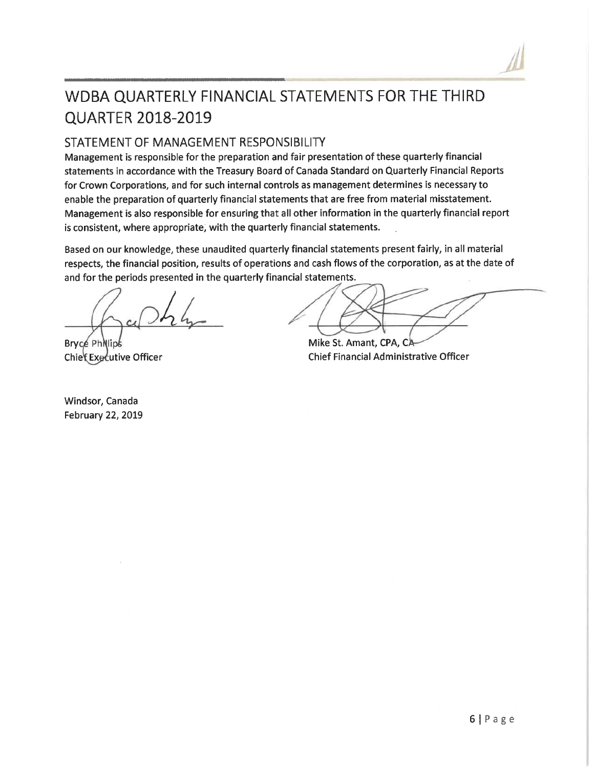# WDBA QUARTERLY FINANCIAL STATEMENTS FOR THE THIRD QUARTER 2018-2019

## STATEMENT OF MANAGEMENT RESPONSIBILITY

**Management is responsible for the preparation and fair presentation of these quarterly financial statements in accordance with the Treasury Board of Canada Standard on Quarterly Financial Reports for Crown Corporations, and for such internal controls as management determines is necessary to enable the preparation of quarterly financial statements that are free from material misstatement. Management is also responsible for ensuring that all other information in the quarterly financial report is consistent, where appropriate, with the quarterly financial statements.**

Based on our knowledge, these unaudited quarterly financial statements present fairly, in all material respects, the financial position, results of operations and cash flows of the corporation, as at the date of and for the periods presented in the quarterly financial statements.

Bryce Phillips
Chief Executive Officer

Mike St. Amant, CPA, CA
Chief Financial Administrative Officer

Windsor, Canada
February 22, 2019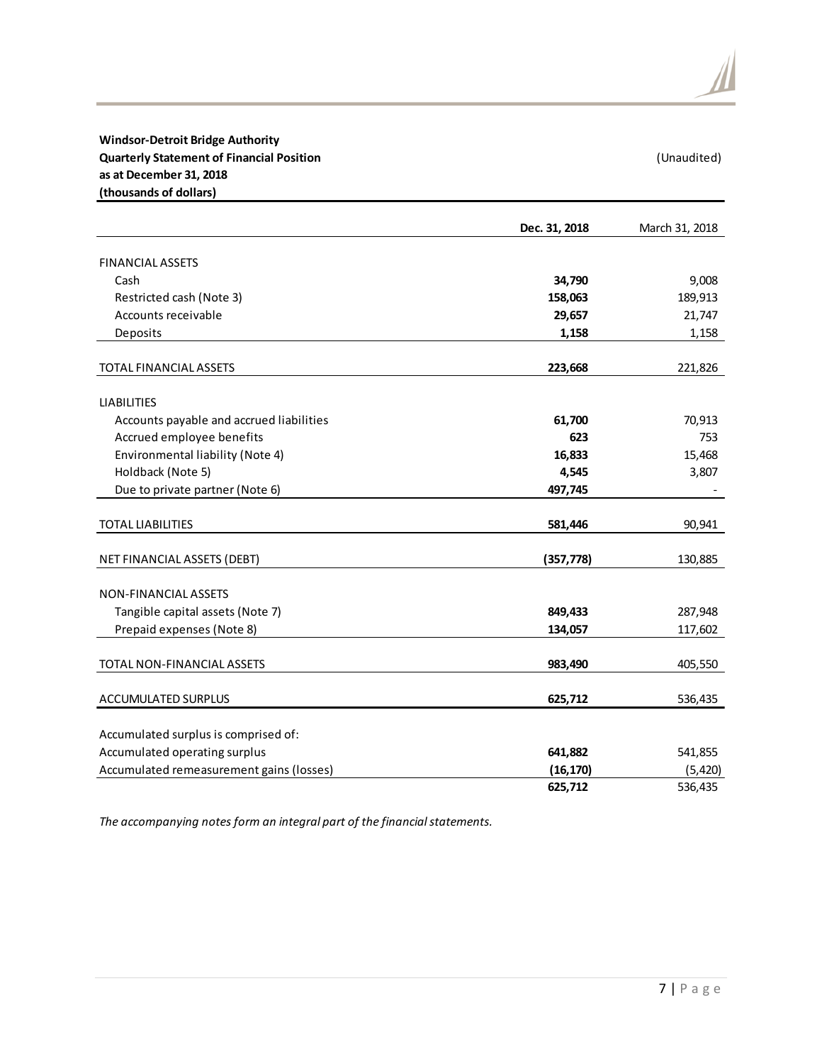**Windsor-Detroit Bridge Authority**
**Quarterly Statement of Financial Position**
**as at December 31, 2018**
**(thousands of dollars)**

(Unaudited)

| | **Dec. 31, 2018** | March 31, 2018 |
|---|---|---|
| FINANCIAL ASSETS | | |
| Cash | **34,790** | 9,008 |
| Restricted cash (Note 3) | **158,063** | 189,913 |
| Accounts receivable | **29,657** | 21,747 |
| Deposits | **1,158** | 1,158 |
| TOTAL FINANCIAL ASSETS | **223,668** | 221,826 |
| LIABILITIES | | |
| Accounts payable and accrued liabilities | **61,700** | 70,913 |
| Accrued employee benefits | **623** | 753 |
| Environmental liability (Note 4) | **16,833** | 15,468 |
| Holdback (Note 5) | **4,545** | 3,807 |
| Due to private partner (Note 6) | **497,745** | - |
| TOTAL LIABILITIES | **581,446** | 90,941 |
| NET FINANCIAL ASSETS (DEBT) | **(357,778)** | 130,885 |
| NON-FINANCIAL ASSETS | | |
| Tangible capital assets (Note 7) | **849,433** | 287,948 |
| Prepaid expenses (Note 8) | **134,057** | 117,602 |
| TOTAL NON-FINANCIAL ASSETS | **983,490** | 405,550 |
| ACCUMULATED SURPLUS | **625,712** | 536,435 |
| Accumulated surplus is comprised of: | | |
| Accumulated operating surplus | **641,882** | 541,855 |
| Accumulated remeasurement gains (losses) | **(16,170)** | (5,420) |
| | **625,712** | 536,435 |

*The accompanying notes form an integral part of the financial statements.*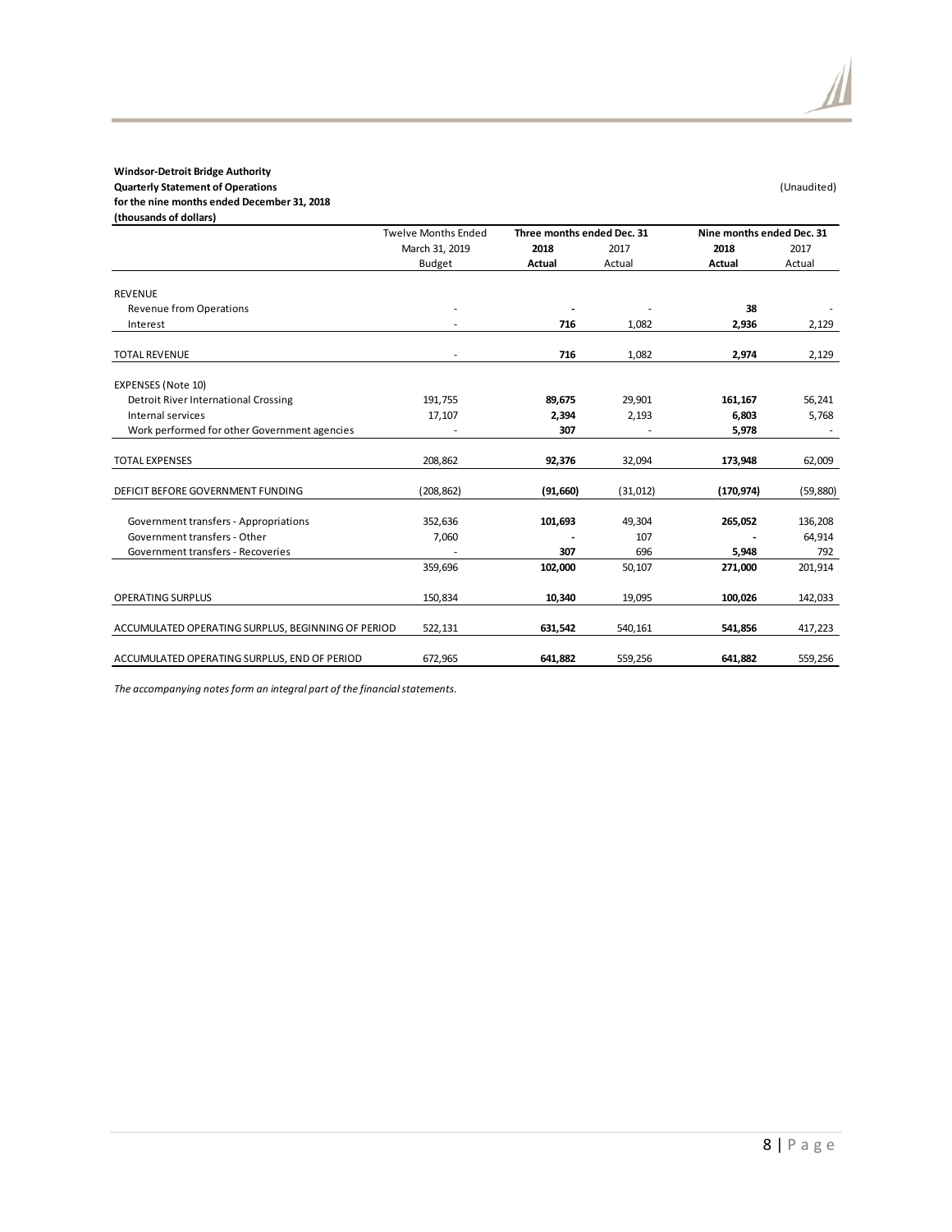**Windsor-Detroit Bridge Authority**
**Quarterly Statement of Operations**
**for the nine months ended December 31, 2018**
**(thousands of dollars)**

(Unaudited)

| | Twelve Months Ended March 31, 2019 | Three months ended Dec. 31 | | Nine months ended Dec. 31 | |
|---|---|---|---|---|---|
| | Budget | **2018 Actual** | 2017 Actual | **2018 Actual** | 2017 Actual |
| REVENUE | | | | | |
| Revenue from Operations | - | **-** | - | **38** | - |
| Interest | - | **716** | 1,082 | **2,936** | 2,129 |
| TOTAL REVENUE | - | **716** | 1,082 | **2,974** | 2,129 |
| EXPENSES (Note 10) | | | | | |
| Detroit River International Crossing | 191,755 | **89,675** | 29,901 | **161,167** | 56,241 |
| Internal services | 17,107 | **2,394** | 2,193 | **6,803** | 5,768 |
| Work performed for other Government agencies | - | **307** | - | **5,978** | - |
| TOTAL EXPENSES | 208,862 | **92,376** | 32,094 | **173,948** | 62,009 |
| DEFICIT BEFORE GOVERNMENT FUNDING | (208,862) | **(91,660)** | (31,012) | **(170,974)** | (59,880) |
| Government transfers - Appropriations | 352,636 | **101,693** | 49,304 | **265,052** | 136,208 |
| Government transfers - Other | 7,060 | **-** | 107 | **-** | 64,914 |
| Government transfers - Recoveries | - | **307** | 696 | **5,948** | 792 |
| | 359,696 | **102,000** | 50,107 | **271,000** | 201,914 |
| OPERATING SURPLUS | 150,834 | **10,340** | 19,095 | **100,026** | 142,033 |
| ACCUMULATED OPERATING SURPLUS, BEGINNING OF PERIOD | 522,131 | **631,542** | 540,161 | **541,856** | 417,223 |
| ACCUMULATED OPERATING SURPLUS, END OF PERIOD | 672,965 | **641,882** | 559,256 | **641,882** | 559,256 |

*The accompanying notes form an integral part of the financial statements.*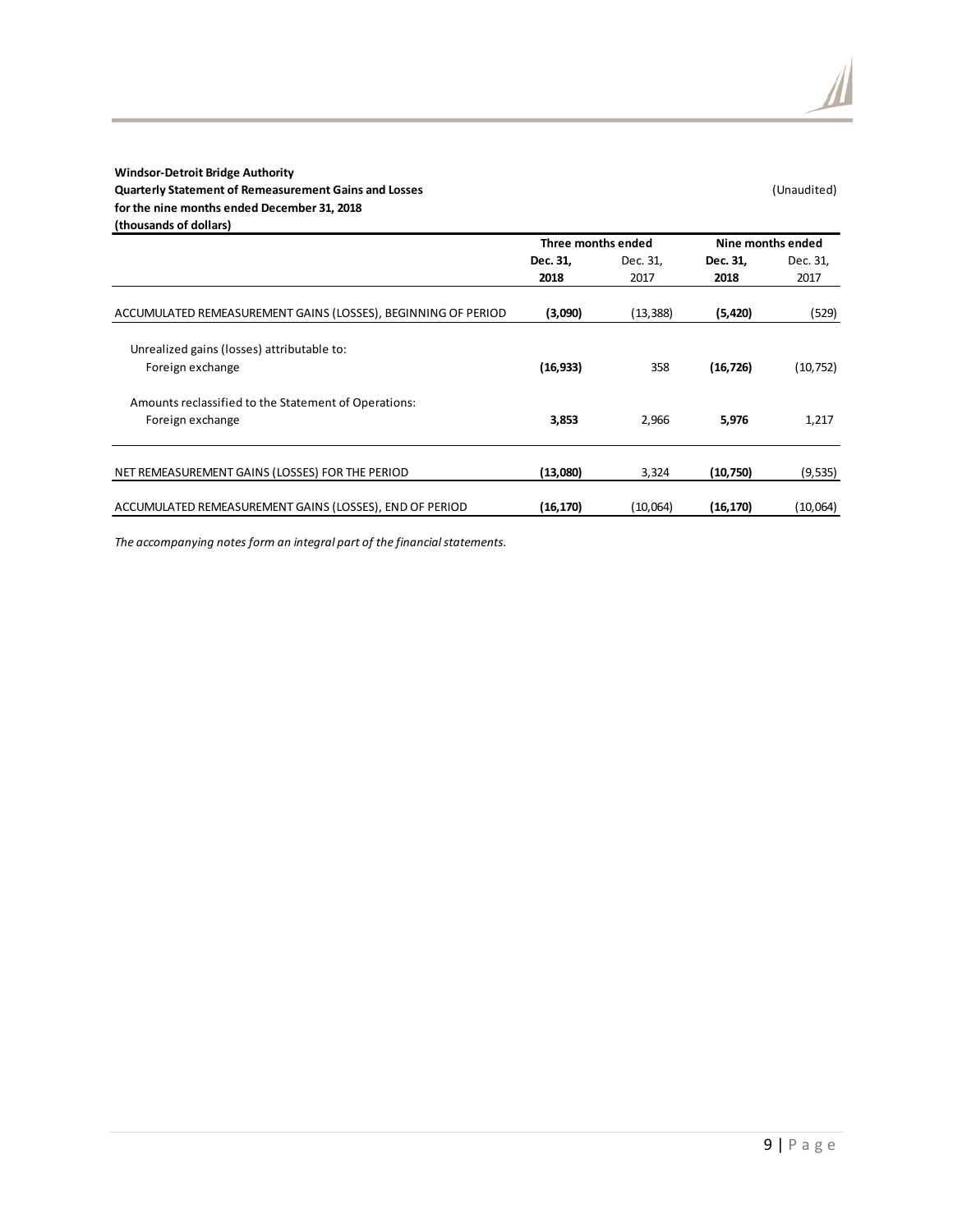**Windsor-Detroit Bridge Authority**
**Quarterly Statement of Remeasurement Gains and Losses**
**for the nine months ended December 31, 2018**
**(thousands of dollars)**

(Unaudited)

| | Three months ended | | Nine months ended | |
|---|---|---|---|---|
| | **Dec. 31, 2018** | Dec. 31, 2017 | **Dec. 31, 2018** | Dec. 31, 2017 |
| ACCUMULATED REMEASUREMENT GAINS (LOSSES), BEGINNING OF PERIOD | **(3,090)** | (13,388) | **(5,420)** | (529) |
| Unrealized gains (losses) attributable to: | | | | |
| Foreign exchange | **(16,933)** | 358 | **(16,726)** | (10,752) |
| Amounts reclassified to the Statement of Operations: | | | | |
| Foreign exchange | **3,853** | 2,966 | **5,976** | 1,217 |
| NET REMEASUREMENT GAINS (LOSSES) FOR THE PERIOD | **(13,080)** | 3,324 | **(10,750)** | (9,535) |
| ACCUMULATED REMEASUREMENT GAINS (LOSSES), END OF PERIOD | **(16,170)** | (10,064) | **(16,170)** | (10,064) |

*The accompanying notes form an integral part of the financial statements.*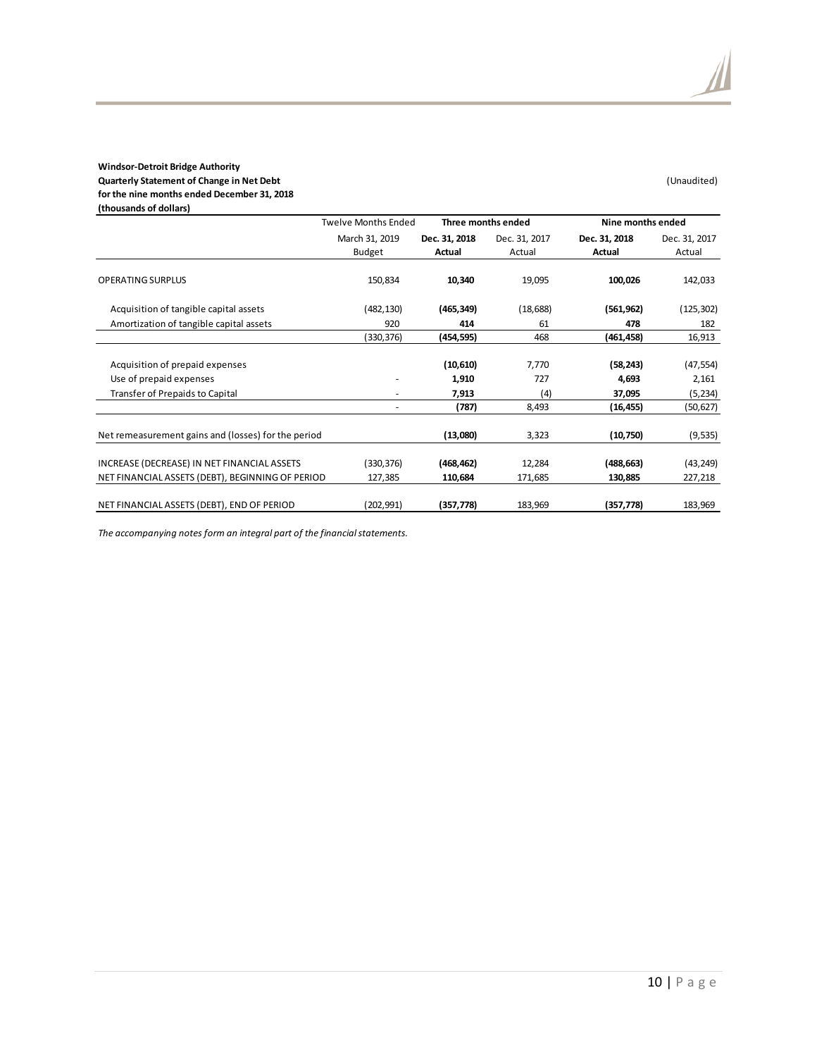**Windsor-Detroit Bridge Authority**
**Quarterly Statement of Change in Net Debt**
**for the nine months ended December 31, 2018**
**(thousands of dollars)**

(Unaudited)

| | Twelve Months Ended | Three months ended | | Nine months ended | |
|---|---|---|---|---|---|
| | March 31, 2019 Budget | **Dec. 31, 2018 Actual** | Dec. 31, 2017 Actual | **Dec. 31, 2018 Actual** | Dec. 31, 2017 Actual |
| OPERATING SURPLUS | 150,834 | **10,340** | 19,095 | **100,026** | 142,033 |
| Acquisition of tangible capital assets | (482,130) | **(465,349)** | (18,688) | **(561,962)** | (125,302) |
| Amortization of tangible capital assets | 920 | **414** | 61 | **478** | 182 |
| | (330,376) | **(454,595)** | 468 | **(461,458)** | 16,913 |
| Acquisition of prepaid expenses | | **(10,610)** | 7,770 | **(58,243)** | (47,554) |
| Use of prepaid expenses | - | **1,910** | 727 | **4,693** | 2,161 |
| Transfer of Prepaids to Capital | - | **7,913** | (4) | **37,095** | (5,234) |
| | - | **(787)** | 8,493 | **(16,455)** | (50,627) |
| Net remeasurement gains and (losses) for the period | | **(13,080)** | 3,323 | **(10,750)** | (9,535) |
| INCREASE (DECREASE) IN NET FINANCIAL ASSETS | (330,376) | **(468,462)** | 12,284 | **(488,663)** | (43,249) |
| NET FINANCIAL ASSETS (DEBT), BEGINNING OF PERIOD | 127,385 | **110,684** | 171,685 | **130,885** | 227,218 |
| NET FINANCIAL ASSETS (DEBT), END OF PERIOD | (202,991) | **(357,778)** | 183,969 | **(357,778)** | 183,969 |

*The accompanying notes form an integral part of the financial statements.*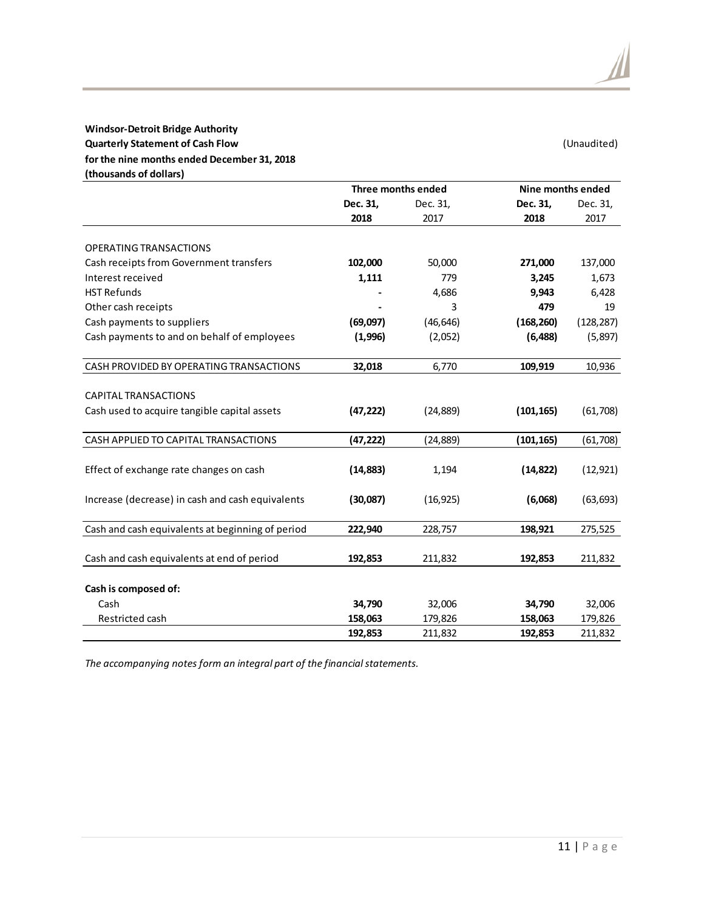**Windsor-Detroit Bridge Authority**
**Quarterly Statement of Cash Flow**
**for the nine months ended December 31, 2018**
**(thousands of dollars)**

(Unaudited)

| | Three months ended | | Nine months ended | |
|---|---|---|---|---|
| | **Dec. 31, 2018** | Dec. 31, 2017 | **Dec. 31, 2018** | Dec. 31, 2017 |
| OPERATING TRANSACTIONS | | | | |
| Cash receipts from Government transfers | **102,000** | 50,000 | **271,000** | 137,000 |
| Interest received | **1,111** | 779 | **3,245** | 1,673 |
| HST Refunds | **-** | 4,686 | **9,943** | 6,428 |
| Other cash receipts | **-** | 3 | **479** | 19 |
| Cash payments to suppliers | **(69,097)** | (46,646) | **(168,260)** | (128,287) |
| Cash payments to and on behalf of employees | **(1,996)** | (2,052) | **(6,488)** | (5,897) |
| CASH PROVIDED BY OPERATING TRANSACTIONS | **32,018** | 6,770 | **109,919** | 10,936 |
| CAPITAL TRANSACTIONS | | | | |
| Cash used to acquire tangible capital assets | **(47,222)** | (24,889) | **(101,165)** | (61,708) |
| CASH APPLIED TO CAPITAL TRANSACTIONS | **(47,222)** | (24,889) | **(101,165)** | (61,708) |
| Effect of exchange rate changes on cash | **(14,883)** | 1,194 | **(14,822)** | (12,921) |
| Increase (decrease) in cash and cash equivalents | **(30,087)** | (16,925) | **(6,068)** | (63,693) |
| Cash and cash equivalents at beginning of period | **222,940** | 228,757 | **198,921** | 275,525 |
| Cash and cash equivalents at end of period | **192,853** | 211,832 | **192,853** | 211,832 |
| **Cash is composed of:** | | | | |
| Cash | **34,790** | 32,006 | **34,790** | 32,006 |
| Restricted cash | **158,063** | 179,826 | **158,063** | 179,826 |
| | **192,853** | 211,832 | **192,853** | 211,832 |

*The accompanying notes form an integral part of the financial statements.*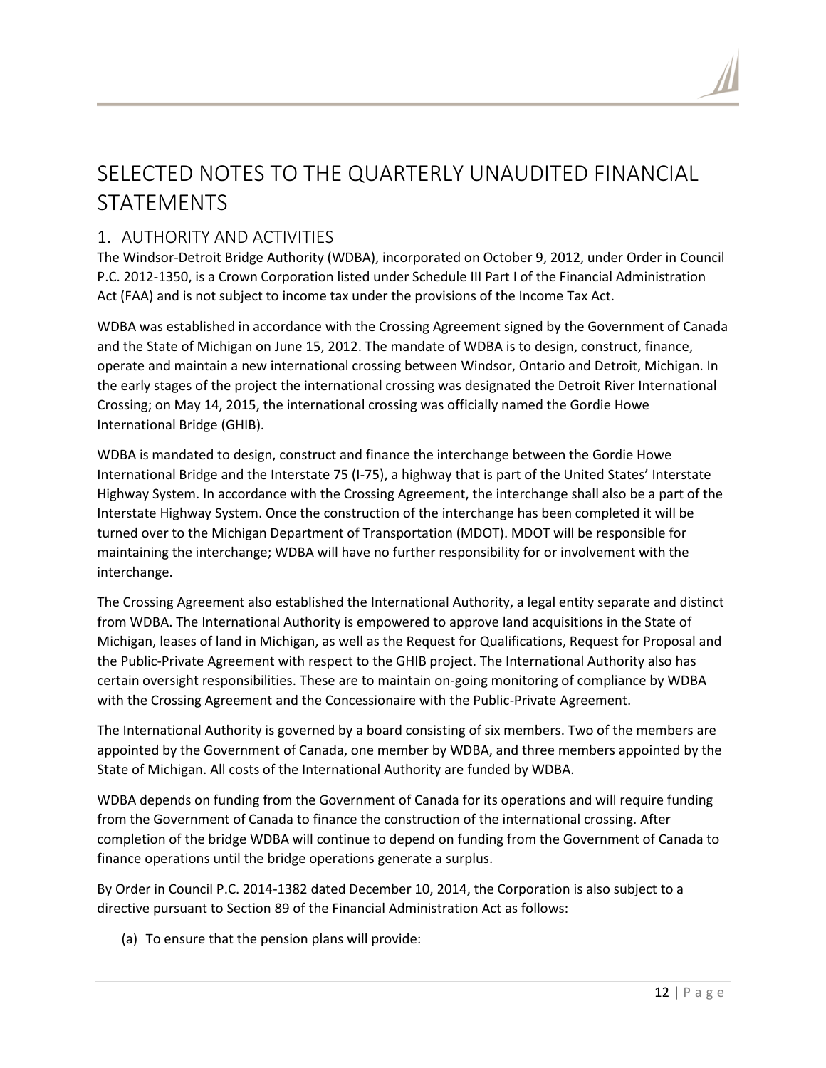# SELECTED NOTES TO THE QUARTERLY UNAUDITED FINANCIAL STATEMENTS

## 1. AUTHORITY AND ACTIVITIES

The Windsor-Detroit Bridge Authority (WDBA), incorporated on October 9, 2012, under Order in Council P.C. 2012-1350, is a Crown Corporation listed under Schedule III Part I of the Financial Administration Act (FAA) and is not subject to income tax under the provisions of the Income Tax Act.

WDBA was established in accordance with the Crossing Agreement signed by the Government of Canada and the State of Michigan on June 15, 2012. The mandate of WDBA is to design, construct, finance, operate and maintain a new international crossing between Windsor, Ontario and Detroit, Michigan. In the early stages of the project the international crossing was designated the Detroit River International Crossing; on May 14, 2015, the international crossing was officially named the Gordie Howe International Bridge (GHIB).

WDBA is mandated to design, construct and finance the interchange between the Gordie Howe International Bridge and the Interstate 75 (I-75), a highway that is part of the United States' Interstate Highway System. In accordance with the Crossing Agreement, the interchange shall also be a part of the Interstate Highway System. Once the construction of the interchange has been completed it will be turned over to the Michigan Department of Transportation (MDOT). MDOT will be responsible for maintaining the interchange; WDBA will have no further responsibility for or involvement with the interchange.

The Crossing Agreement also established the International Authority, a legal entity separate and distinct from WDBA. The International Authority is empowered to approve land acquisitions in the State of Michigan, leases of land in Michigan, as well as the Request for Qualifications, Request for Proposal and the Public-Private Agreement with respect to the GHIB project. The International Authority also has certain oversight responsibilities. These are to maintain on-going monitoring of compliance by WDBA with the Crossing Agreement and the Concessionaire with the Public-Private Agreement.

The International Authority is governed by a board consisting of six members. Two of the members are appointed by the Government of Canada, one member by WDBA, and three members appointed by the State of Michigan. All costs of the International Authority are funded by WDBA.

WDBA depends on funding from the Government of Canada for its operations and will require funding from the Government of Canada to finance the construction of the international crossing. After completion of the bridge WDBA will continue to depend on funding from the Government of Canada to finance operations until the bridge operations generate a surplus.

By Order in Council P.C. 2014-1382 dated December 10, 2014, the Corporation is also subject to a directive pursuant to Section 89 of the Financial Administration Act as follows:

(a) To ensure that the pension plans will provide: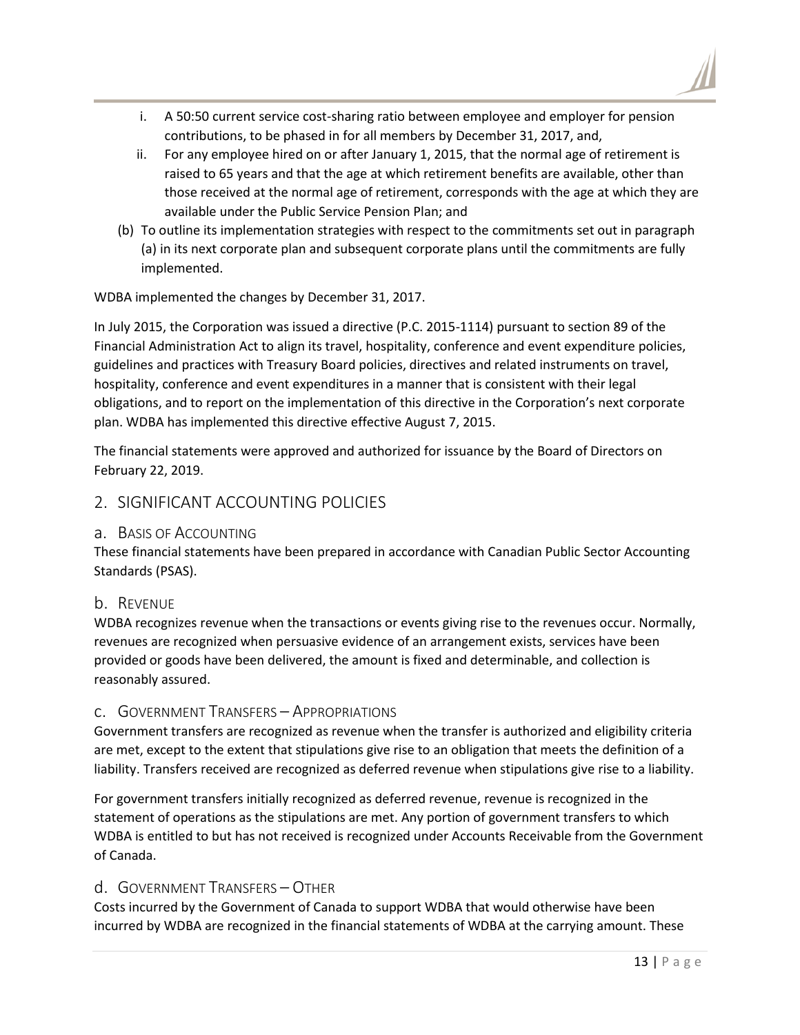i. A 50:50 current service cost-sharing ratio between employee and employer for pension contributions, to be phased in for all members by December 31, 2017, and,

ii. For any employee hired on or after January 1, 2015, that the normal age of retirement is raised to 65 years and that the age at which retirement benefits are available, other than those received at the normal age of retirement, corresponds with the age at which they are available under the Public Service Pension Plan; and

(b) To outline its implementation strategies with respect to the commitments set out in paragraph (a) in its next corporate plan and subsequent corporate plans until the commitments are fully implemented.

WDBA implemented the changes by December 31, 2017.

In July 2015, the Corporation was issued a directive (P.C. 2015-1114) pursuant to section 89 of the Financial Administration Act to align its travel, hospitality, conference and event expenditure policies, guidelines and practices with Treasury Board policies, directives and related instruments on travel, hospitality, conference and event expenditures in a manner that is consistent with their legal obligations, and to report on the implementation of this directive in the Corporation's next corporate plan. WDBA has implemented this directive effective August 7, 2015.

The financial statements were approved and authorized for issuance by the Board of Directors on February 22, 2019.

## 2. SIGNIFICANT ACCOUNTING POLICIES

### a. BASIS OF ACCOUNTING

These financial statements have been prepared in accordance with Canadian Public Sector Accounting Standards (PSAS).

### b. REVENUE

WDBA recognizes revenue when the transactions or events giving rise to the revenues occur. Normally, revenues are recognized when persuasive evidence of an arrangement exists, services have been provided or goods have been delivered, the amount is fixed and determinable, and collection is reasonably assured.

### c. GOVERNMENT TRANSFERS – APPROPRIATIONS

Government transfers are recognized as revenue when the transfer is authorized and eligibility criteria are met, except to the extent that stipulations give rise to an obligation that meets the definition of a liability. Transfers received are recognized as deferred revenue when stipulations give rise to a liability.

For government transfers initially recognized as deferred revenue, revenue is recognized in the statement of operations as the stipulations are met. Any portion of government transfers to which WDBA is entitled to but has not received is recognized under Accounts Receivable from the Government of Canada.

### d. GOVERNMENT TRANSFERS – OTHER

Costs incurred by the Government of Canada to support WDBA that would otherwise have been incurred by WDBA are recognized in the financial statements of WDBA at the carrying amount. These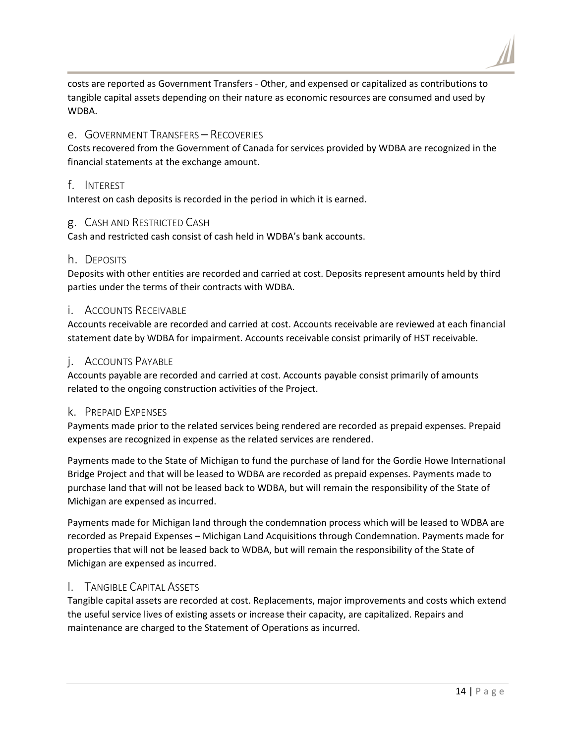costs are reported as Government Transfers - Other, and expensed or capitalized as contributions to tangible capital assets depending on their nature as economic resources are consumed and used by WDBA.

## e. Government Transfers – Recoveries

Costs recovered from the Government of Canada for services provided by WDBA are recognized in the financial statements at the exchange amount.

## f. Interest

Interest on cash deposits is recorded in the period in which it is earned.

## g. Cash and Restricted Cash

Cash and restricted cash consist of cash held in WDBA's bank accounts.

## h. Deposits

Deposits with other entities are recorded and carried at cost. Deposits represent amounts held by third parties under the terms of their contracts with WDBA.

## i. Accounts Receivable

Accounts receivable are recorded and carried at cost. Accounts receivable are reviewed at each financial statement date by WDBA for impairment. Accounts receivable consist primarily of HST receivable.

## j. Accounts Payable

Accounts payable are recorded and carried at cost. Accounts payable consist primarily of amounts related to the ongoing construction activities of the Project.

## k. Prepaid Expenses

Payments made prior to the related services being rendered are recorded as prepaid expenses. Prepaid expenses are recognized in expense as the related services are rendered.

Payments made to the State of Michigan to fund the purchase of land for the Gordie Howe International Bridge Project and that will be leased to WDBA are recorded as prepaid expenses. Payments made to purchase land that will not be leased back to WDBA, but will remain the responsibility of the State of Michigan are expensed as incurred.

Payments made for Michigan land through the condemnation process which will be leased to WDBA are recorded as Prepaid Expenses – Michigan Land Acquisitions through Condemnation. Payments made for properties that will not be leased back to WDBA, but will remain the responsibility of the State of Michigan are expensed as incurred.

## l. Tangible Capital Assets

Tangible capital assets are recorded at cost. Replacements, major improvements and costs which extend the useful service lives of existing assets or increase their capacity, are capitalized. Repairs and maintenance are charged to the Statement of Operations as incurred.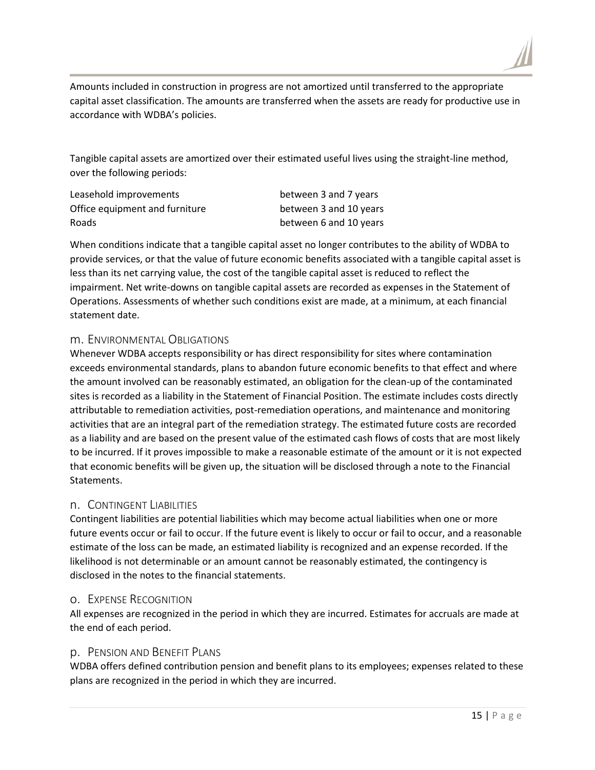Amounts included in construction in progress are not amortized until transferred to the appropriate capital asset classification. The amounts are transferred when the assets are ready for productive use in accordance with WDBA's policies.

Tangible capital assets are amortized over their estimated useful lives using the straight-line method, over the following periods:

| | |
|---|---|
| Leasehold improvements | between 3 and 7 years |
| Office equipment and furniture | between 3 and 10 years |
| Roads | between 6 and 10 years |

When conditions indicate that a tangible capital asset no longer contributes to the ability of WDBA to provide services, or that the value of future economic benefits associated with a tangible capital asset is less than its net carrying value, the cost of the tangible capital asset is reduced to reflect the impairment. Net write-downs on tangible capital assets are recorded as expenses in the Statement of Operations. Assessments of whether such conditions exist are made, at a minimum, at each financial statement date.

### m. Environmental Obligations

Whenever WDBA accepts responsibility or has direct responsibility for sites where contamination exceeds environmental standards, plans to abandon future economic benefits to that effect and where the amount involved can be reasonably estimated, an obligation for the clean-up of the contaminated sites is recorded as a liability in the Statement of Financial Position. The estimate includes costs directly attributable to remediation activities, post-remediation operations, and maintenance and monitoring activities that are an integral part of the remediation strategy. The estimated future costs are recorded as a liability and are based on the present value of the estimated cash flows of costs that are most likely to be incurred. If it proves impossible to make a reasonable estimate of the amount or it is not expected that economic benefits will be given up, the situation will be disclosed through a note to the Financial Statements.

### n. Contingent Liabilities

Contingent liabilities are potential liabilities which may become actual liabilities when one or more future events occur or fail to occur. If the future event is likely to occur or fail to occur, and a reasonable estimate of the loss can be made, an estimated liability is recognized and an expense recorded. If the likelihood is not determinable or an amount cannot be reasonably estimated, the contingency is disclosed in the notes to the financial statements.

### o. Expense Recognition

All expenses are recognized in the period in which they are incurred. Estimates for accruals are made at the end of each period.

### p. Pension and Benefit Plans

WDBA offers defined contribution pension and benefit plans to its employees; expenses related to these plans are recognized in the period in which they are incurred.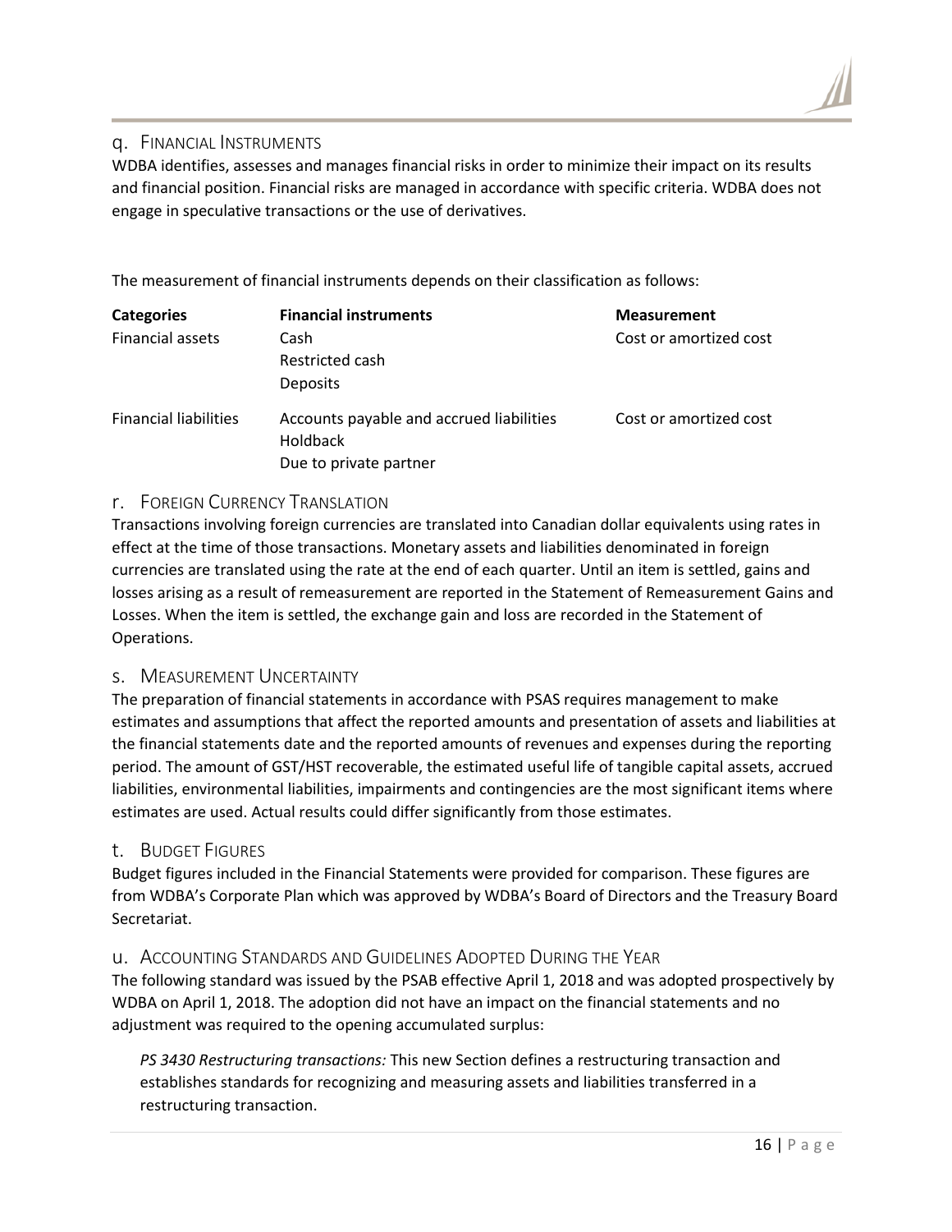### q. Financial Instruments

WDBA identifies, assesses and manages financial risks in order to minimize their impact on its results and financial position. Financial risks are managed in accordance with specific criteria. WDBA does not engage in speculative transactions or the use of derivatives.

The measurement of financial instruments depends on their classification as follows:

| Categories | Financial instruments | Measurement |
|---|---|---|
| Financial assets | Cash<br>Restricted cash<br>Deposits | Cost or amortized cost |
| Financial liabilities | Accounts payable and accrued liabilities<br>Holdback<br>Due to private partner | Cost or amortized cost |

### r. Foreign Currency Translation

Transactions involving foreign currencies are translated into Canadian dollar equivalents using rates in effect at the time of those transactions. Monetary assets and liabilities denominated in foreign currencies are translated using the rate at the end of each quarter. Until an item is settled, gains and losses arising as a result of remeasurement are reported in the Statement of Remeasurement Gains and Losses. When the item is settled, the exchange gain and loss are recorded in the Statement of Operations.

### s. Measurement Uncertainty

The preparation of financial statements in accordance with PSAS requires management to make estimates and assumptions that affect the reported amounts and presentation of assets and liabilities at the financial statements date and the reported amounts of revenues and expenses during the reporting period. The amount of GST/HST recoverable, the estimated useful life of tangible capital assets, accrued liabilities, environmental liabilities, impairments and contingencies are the most significant items where estimates are used. Actual results could differ significantly from those estimates.

### t. Budget Figures

Budget figures included in the Financial Statements were provided for comparison. These figures are from WDBA's Corporate Plan which was approved by WDBA's Board of Directors and the Treasury Board Secretariat.

### u. Accounting Standards and Guidelines Adopted During the Year

The following standard was issued by the PSAB effective April 1, 2018 and was adopted prospectively by WDBA on April 1, 2018. The adoption did not have an impact on the financial statements and no adjustment was required to the opening accumulated surplus:

> *PS 3430 Restructuring transactions:* This new Section defines a restructuring transaction and establishes standards for recognizing and measuring assets and liabilities transferred in a restructuring transaction.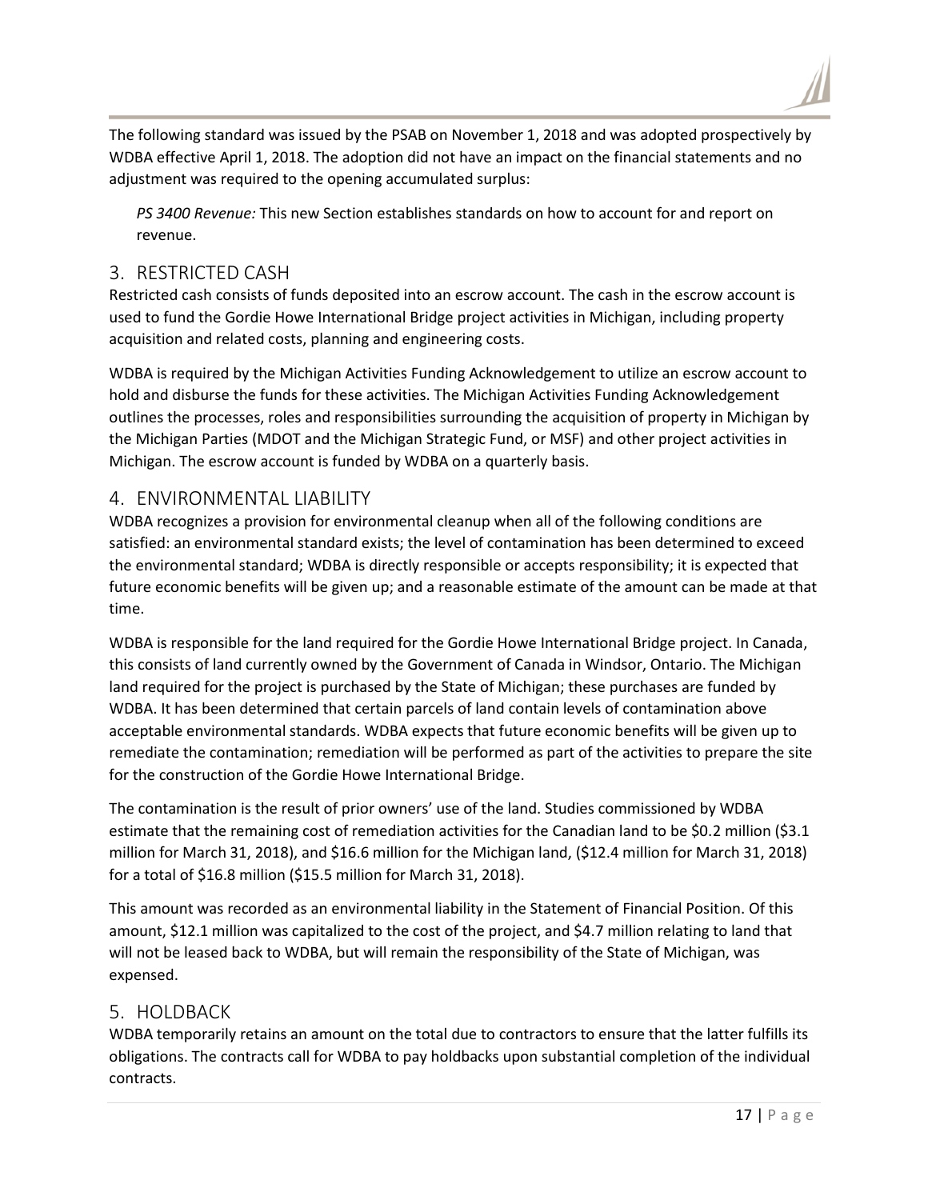The following standard was issued by the PSAB on November 1, 2018 and was adopted prospectively by WDBA effective April 1, 2018. The adoption did not have an impact on the financial statements and no adjustment was required to the opening accumulated surplus:

*PS 3400 Revenue:* This new Section establishes standards on how to account for and report on revenue.

## 3. RESTRICTED CASH

Restricted cash consists of funds deposited into an escrow account. The cash in the escrow account is used to fund the Gordie Howe International Bridge project activities in Michigan, including property acquisition and related costs, planning and engineering costs.

WDBA is required by the Michigan Activities Funding Acknowledgement to utilize an escrow account to hold and disburse the funds for these activities. The Michigan Activities Funding Acknowledgement outlines the processes, roles and responsibilities surrounding the acquisition of property in Michigan by the Michigan Parties (MDOT and the Michigan Strategic Fund, or MSF) and other project activities in Michigan. The escrow account is funded by WDBA on a quarterly basis.

## 4. ENVIRONMENTAL LIABILITY

WDBA recognizes a provision for environmental cleanup when all of the following conditions are satisfied: an environmental standard exists; the level of contamination has been determined to exceed the environmental standard; WDBA is directly responsible or accepts responsibility; it is expected that future economic benefits will be given up; and a reasonable estimate of the amount can be made at that time.

WDBA is responsible for the land required for the Gordie Howe International Bridge project. In Canada, this consists of land currently owned by the Government of Canada in Windsor, Ontario. The Michigan land required for the project is purchased by the State of Michigan; these purchases are funded by WDBA. It has been determined that certain parcels of land contain levels of contamination above acceptable environmental standards. WDBA expects that future economic benefits will be given up to remediate the contamination; remediation will be performed as part of the activities to prepare the site for the construction of the Gordie Howe International Bridge.

The contamination is the result of prior owners' use of the land. Studies commissioned by WDBA estimate that the remaining cost of remediation activities for the Canadian land to be $0.2 million ($3.1 million for March 31, 2018), and $16.6 million for the Michigan land, ($12.4 million for March 31, 2018) for a total of $16.8 million ($15.5 million for March 31, 2018).

This amount was recorded as an environmental liability in the Statement of Financial Position. Of this amount, $12.1 million was capitalized to the cost of the project, and $4.7 million relating to land that will not be leased back to WDBA, but will remain the responsibility of the State of Michigan, was expensed.

## 5. HOLDBACK

WDBA temporarily retains an amount on the total due to contractors to ensure that the latter fulfills its obligations. The contracts call for WDBA to pay holdbacks upon substantial completion of the individual contracts.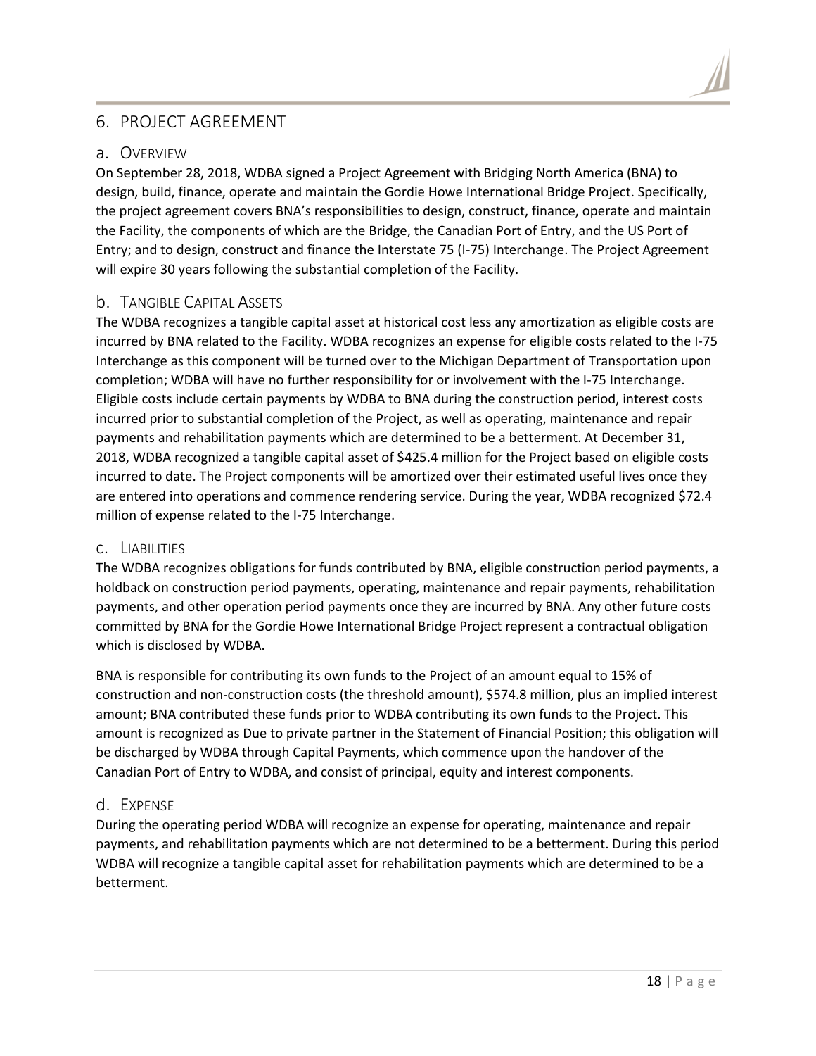## 6. PROJECT AGREEMENT

### a. Overview

On September 28, 2018, WDBA signed a Project Agreement with Bridging North America (BNA) to design, build, finance, operate and maintain the Gordie Howe International Bridge Project. Specifically, the project agreement covers BNA's responsibilities to design, construct, finance, operate and maintain the Facility, the components of which are the Bridge, the Canadian Port of Entry, and the US Port of Entry; and to design, construct and finance the Interstate 75 (I-75) Interchange. The Project Agreement will expire 30 years following the substantial completion of the Facility.

### b. Tangible Capital Assets

The WDBA recognizes a tangible capital asset at historical cost less any amortization as eligible costs are incurred by BNA related to the Facility. WDBA recognizes an expense for eligible costs related to the I-75 Interchange as this component will be turned over to the Michigan Department of Transportation upon completion; WDBA will have no further responsibility for or involvement with the I-75 Interchange. Eligible costs include certain payments by WDBA to BNA during the construction period, interest costs incurred prior to substantial completion of the Project, as well as operating, maintenance and repair payments and rehabilitation payments which are determined to be a betterment. At December 31, 2018, WDBA recognized a tangible capital asset of $425.4 million for the Project based on eligible costs incurred to date. The Project components will be amortized over their estimated useful lives once they are entered into operations and commence rendering service. During the year, WDBA recognized $72.4 million of expense related to the I-75 Interchange.

### c. Liabilities

The WDBA recognizes obligations for funds contributed by BNA, eligible construction period payments, a holdback on construction period payments, operating, maintenance and repair payments, rehabilitation payments, and other operation period payments once they are incurred by BNA. Any other future costs committed by BNA for the Gordie Howe International Bridge Project represent a contractual obligation which is disclosed by WDBA.

BNA is responsible for contributing its own funds to the Project of an amount equal to 15% of construction and non-construction costs (the threshold amount), $574.8 million, plus an implied interest amount; BNA contributed these funds prior to WDBA contributing its own funds to the Project. This amount is recognized as Due to private partner in the Statement of Financial Position; this obligation will be discharged by WDBA through Capital Payments, which commence upon the handover of the Canadian Port of Entry to WDBA, and consist of principal, equity and interest components.

### d. Expense

During the operating period WDBA will recognize an expense for operating, maintenance and repair payments, and rehabilitation payments which are not determined to be a betterment. During this period WDBA will recognize a tangible capital asset for rehabilitation payments which are determined to be a betterment.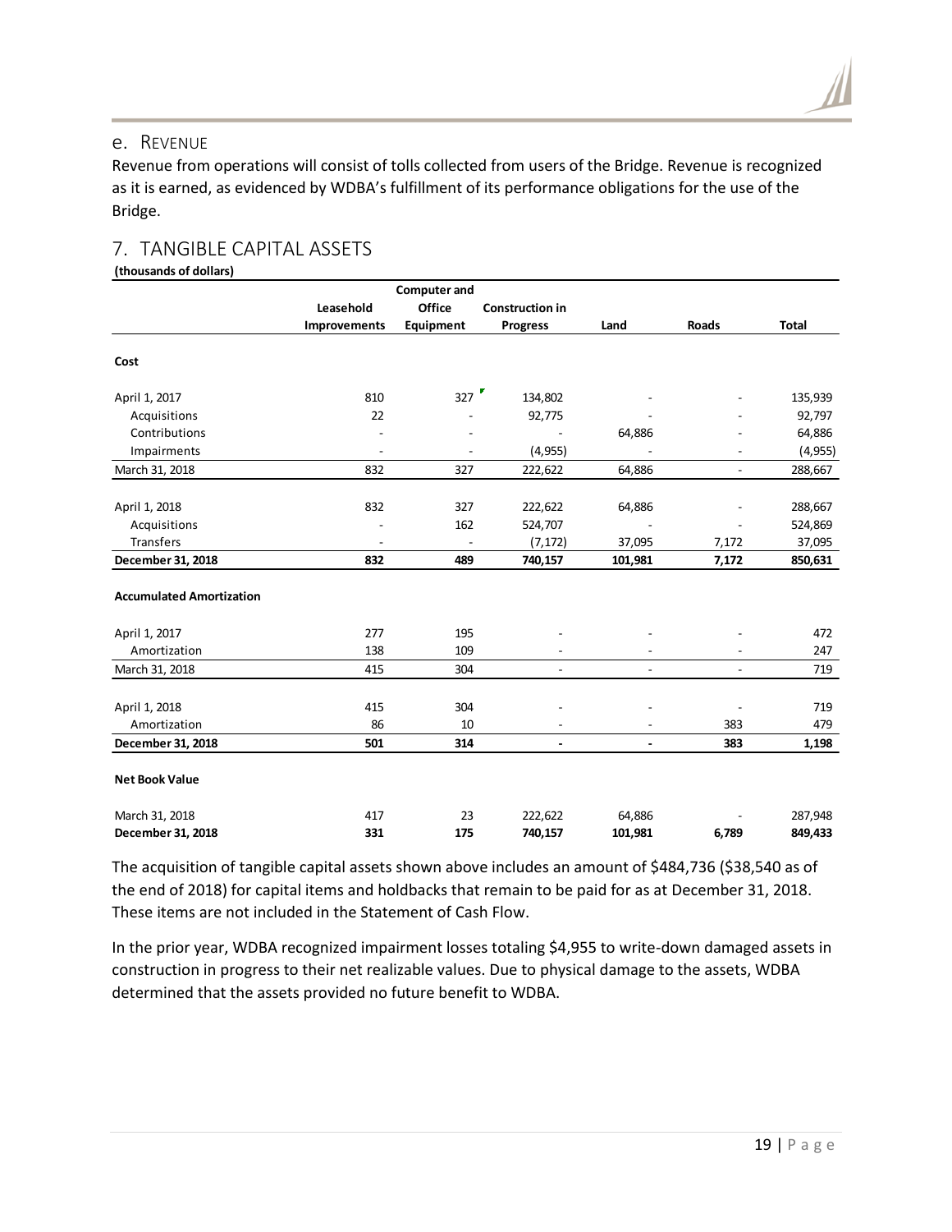## e. Revenue

Revenue from operations will consist of tolls collected from users of the Bridge. Revenue is recognized as it is earned, as evidenced by WDBA's fulfillment of its performance obligations for the use of the Bridge.

# 7. TANGIBLE CAPITAL ASSETS

**(thousands of dollars)**

| | Leasehold Improvements | Computer and Office Equipment | Construction in Progress | Land | Roads | Total |
|---|---|---|---|---|---|---|
| **Cost** | | | | | | |
| April 1, 2017 | 810 | 327 | 134,802 | - | - | 135,939 |
| Acquisitions | 22 | - | 92,775 | - | - | 92,797 |
| Contributions | - | - | - | 64,886 | - | 64,886 |
| Impairments | - | - | (4,955) | - | - | (4,955) |
| March 31, 2018 | 832 | 327 | 222,622 | 64,886 | - | 288,667 |
| April 1, 2018 | 832 | 327 | 222,622 | 64,886 | - | 288,667 |
| Acquisitions | - | 162 | 524,707 | - | - | 524,869 |
| Transfers | - | - | (7,172) | 37,095 | 7,172 | 37,095 |
| **December 31, 2018** | **832** | **489** | **740,157** | **101,981** | **7,172** | **850,631** |
| **Accumulated Amortization** | | | | | | |
| April 1, 2017 | 277 | 195 | - | - | - | 472 |
| Amortization | 138 | 109 | - | - | - | 247 |
| March 31, 2018 | 415 | 304 | - | - | - | 719 |
| April 1, 2018 | 415 | 304 | - | - | - | 719 |
| Amortization | 86 | 10 | - | - | 383 | 479 |
| **December 31, 2018** | **501** | **314** | **-** | **-** | **383** | **1,198** |
| **Net Book Value** | | | | | | |
| March 31, 2018 | 417 | 23 | 222,622 | 64,886 | - | 287,948 |
| **December 31, 2018** | **331** | **175** | **740,157** | **101,981** | **6,789** | **849,433** |

The acquisition of tangible capital assets shown above includes an amount of $484,736 ($38,540 as of the end of 2018) for capital items and holdbacks that remain to be paid for as at December 31, 2018. These items are not included in the Statement of Cash Flow.

In the prior year, WDBA recognized impairment losses totaling $4,955 to write-down damaged assets in construction in progress to their net realizable values. Due to physical damage to the assets, WDBA determined that the assets provided no future benefit to WDBA.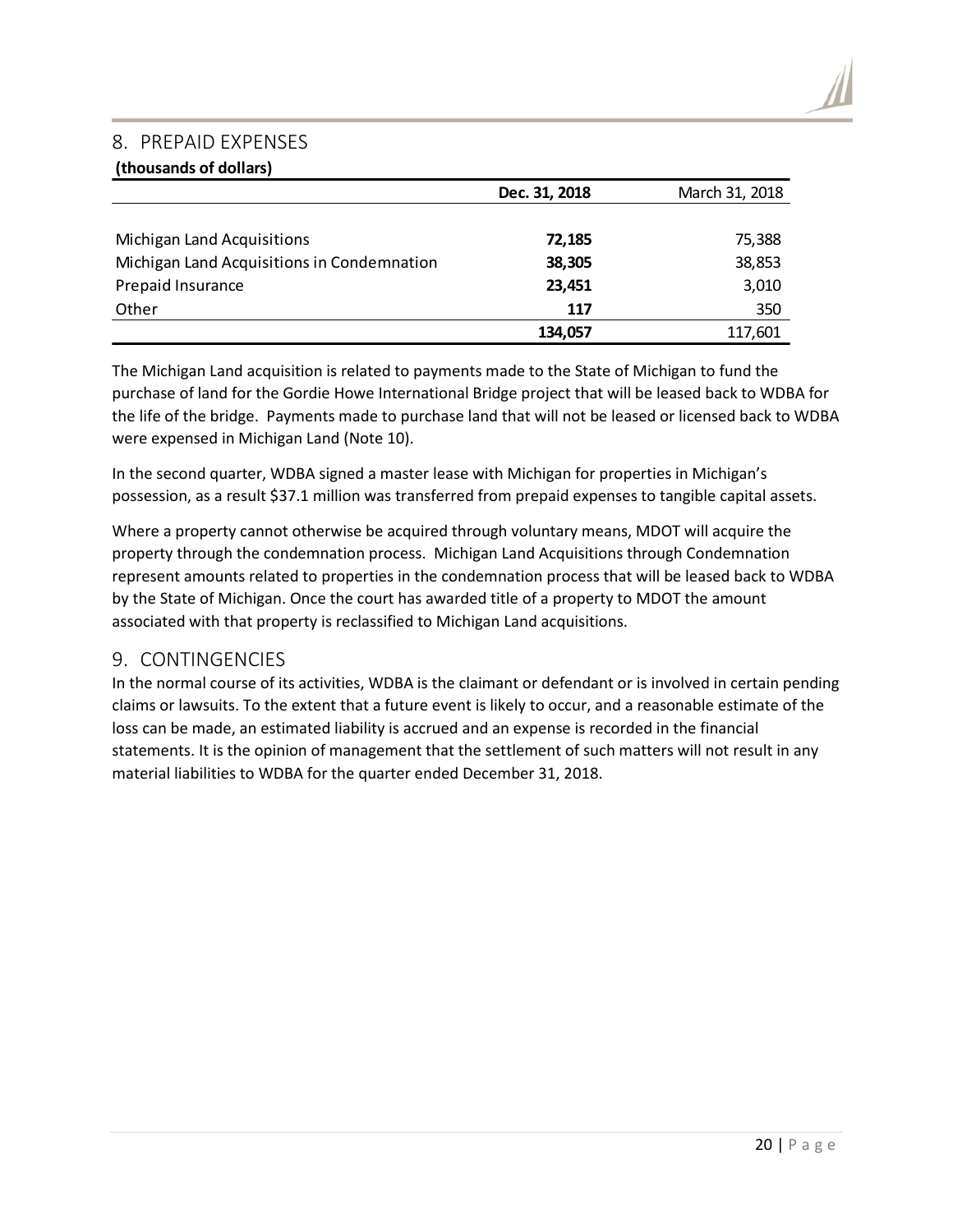## 8. PREPAID EXPENSES

**(thousands of dollars)**

| | Dec. 31, 2018 | March 31, 2018 |
|---|---|---|
| Michigan Land Acquisitions | **72,185** | 75,388 |
| Michigan Land Acquisitions in Condemnation | **38,305** | 38,853 |
| Prepaid Insurance | **23,451** | 3,010 |
| Other | **117** | 350 |
| | **134,057** | 117,601 |

The Michigan Land acquisition is related to payments made to the State of Michigan to fund the purchase of land for the Gordie Howe International Bridge project that will be leased back to WDBA for the life of the bridge. Payments made to purchase land that will not be leased or licensed back to WDBA were expensed in Michigan Land (Note 10).

In the second quarter, WDBA signed a master lease with Michigan for properties in Michigan's possession, as a result $37.1 million was transferred from prepaid expenses to tangible capital assets.

Where a property cannot otherwise be acquired through voluntary means, MDOT will acquire the property through the condemnation process. Michigan Land Acquisitions through Condemnation represent amounts related to properties in the condemnation process that will be leased back to WDBA by the State of Michigan. Once the court has awarded title of a property to MDOT the amount associated with that property is reclassified to Michigan Land acquisitions.

## 9. CONTINGENCIES

In the normal course of its activities, WDBA is the claimant or defendant or is involved in certain pending claims or lawsuits. To the extent that a future event is likely to occur, and a reasonable estimate of the loss can be made, an estimated liability is accrued and an expense is recorded in the financial statements. It is the opinion of management that the settlement of such matters will not result in any material liabilities to WDBA for the quarter ended December 31, 2018.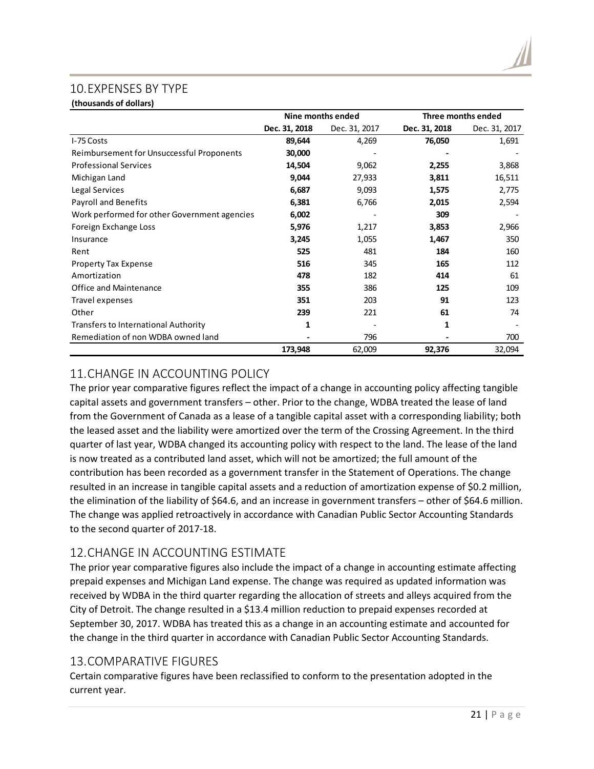## 10. EXPENSES BY TYPE

**(thousands of dollars)**

| | Nine months ended | | Three months ended | |
|---|---|---|---|---|
| | **Dec. 31, 2018** | Dec. 31, 2017 | **Dec. 31, 2018** | Dec. 31, 2017 |
| I-75 Costs | **89,644** | 4,269 | **76,050** | 1,691 |
| Reimbursement for Unsuccessful Proponents | **30,000** | - | **-** | - |
| Professional Services | **14,504** | 9,062 | **2,255** | 3,868 |
| Michigan Land | **9,044** | 27,933 | **3,811** | 16,511 |
| Legal Services | **6,687** | 9,093 | **1,575** | 2,775 |
| Payroll and Benefits | **6,381** | 6,766 | **2,015** | 2,594 |
| Work performed for other Government agencies | **6,002** | - | **309** | - |
| Foreign Exchange Loss | **5,976** | 1,217 | **3,853** | 2,966 |
| Insurance | **3,245** | 1,055 | **1,467** | 350 |
| Rent | **525** | 481 | **184** | 160 |
| Property Tax Expense | **516** | 345 | **165** | 112 |
| Amortization | **478** | 182 | **414** | 61 |
| Office and Maintenance | **355** | 386 | **125** | 109 |
| Travel expenses | **351** | 203 | **91** | 123 |
| Other | **239** | 221 | **61** | 74 |
| Transfers to International Authority | **1** | - | **1** | - |
| Remediation of non WDBA owned land | **-** | 796 | **-** | 700 |
| | **173,948** | 62,009 | **92,376** | 32,094 |

## 11. CHANGE IN ACCOUNTING POLICY

The prior year comparative figures reflect the impact of a change in accounting policy affecting tangible capital assets and government transfers – other. Prior to the change, WDBA treated the lease of land from the Government of Canada as a lease of a tangible capital asset with a corresponding liability; both the leased asset and the liability were amortized over the term of the Crossing Agreement. In the third quarter of last year, WDBA changed its accounting policy with respect to the land. The lease of the land is now treated as a contributed land asset, which will not be amortized; the full amount of the contribution has been recorded as a government transfer in the Statement of Operations. The change resulted in an increase in tangible capital assets and a reduction of amortization expense of $0.2 million, the elimination of the liability of $64.6, and an increase in government transfers – other of $64.6 million. The change was applied retroactively in accordance with Canadian Public Sector Accounting Standards to the second quarter of 2017-18.

## 12. CHANGE IN ACCOUNTING ESTIMATE

The prior year comparative figures also include the impact of a change in accounting estimate affecting prepaid expenses and Michigan Land expense. The change was required as updated information was received by WDBA in the third quarter regarding the allocation of streets and alleys acquired from the City of Detroit. The change resulted in a $13.4 million reduction to prepaid expenses recorded at September 30, 2017. WDBA has treated this as a change in an accounting estimate and accounted for the change in the third quarter in accordance with Canadian Public Sector Accounting Standards.

## 13. COMPARATIVE FIGURES

Certain comparative figures have been reclassified to conform to the presentation adopted in the current year.